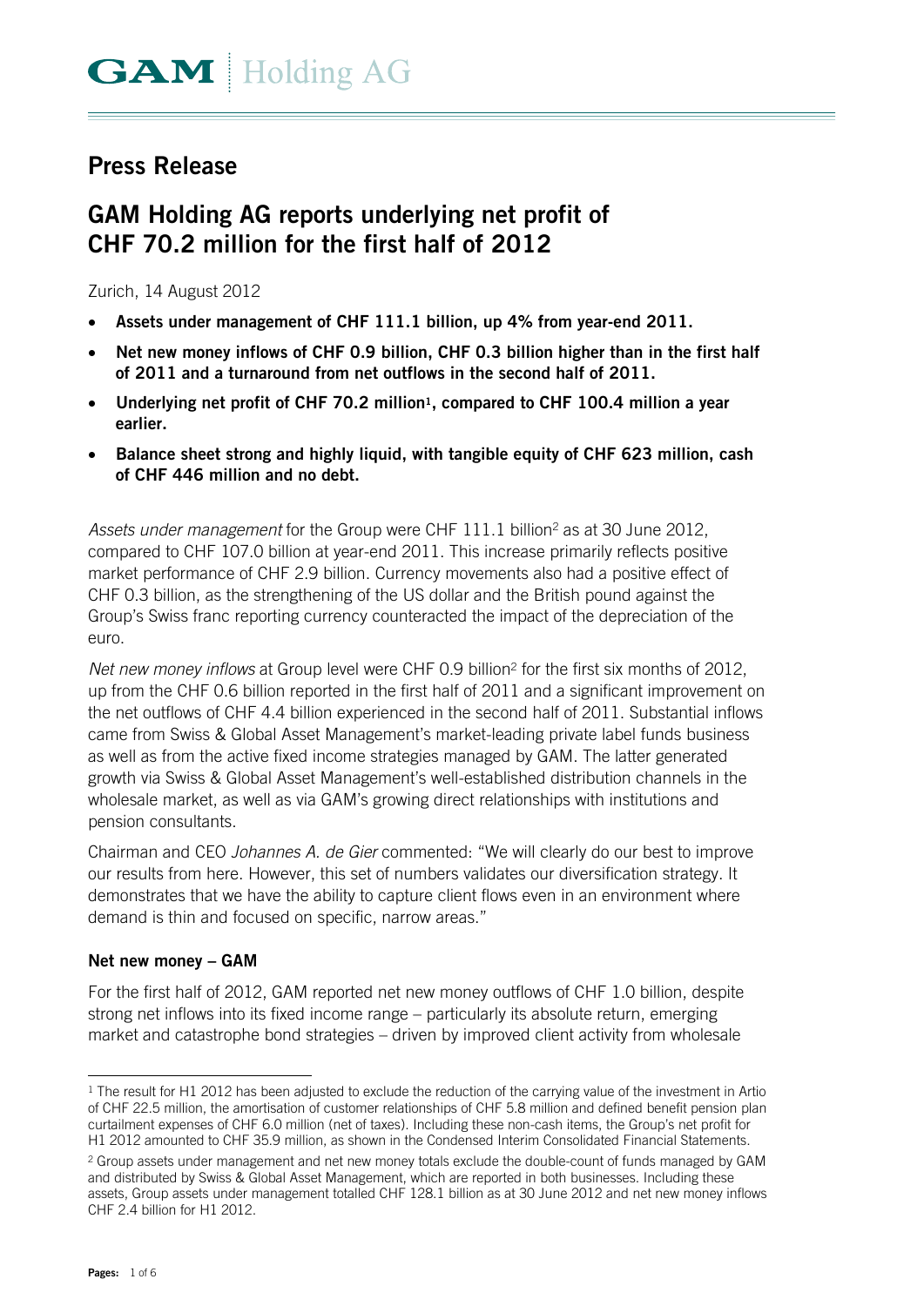GAM | Holding AG

# Press Release

## GAM Holding AG reports underlying net profit of CHF 70.2 million for the first half of 2012

Zurich, 14 August 2012

- **Assets under management of CHF 111.1 billion, up 4% from year-end 2011.**
- **Net new money inflows of CHF 0.9 billion, CHF 0.3 billion higher than in the first half of 2011 and a turnaround from net outflows in the second half of 2011.**
- **Underlying net profit of CHF 70.2 million[1], compared to CHF 100.4 million a year earlier.**
- **Balance sheet strong and highly liquid, with tangible equity of CHF 623 million, cash of CHF 446 million and no debt.**

*Assets under management* for the Group were CHF 111.1 billion[2] as at 30 June 2012, compared to CHF 107.0 billion at year-end 2011. This increase primarily reflects positive market performance of CHF 2.9 billion. Currency movements also had a positive effect of CHF 0.3 billion, as the strengthening of the US dollar and the British pound against the Group's Swiss franc reporting currency counteracted the impact of the depreciation of the euro.

*Net new money inflows* at Group level were CHF 0.9 billion[2] for the first six months of 2012, up from the CHF 0.6 billion reported in the first half of 2011 and a significant improvement on the net outflows of CHF 4.4 billion experienced in the second half of 2011. Substantial inflows came from Swiss & Global Asset Management's market-leading private label funds business as well as from the active fixed income strategies managed by GAM. The latter generated growth via Swiss & Global Asset Management's well-established distribution channels in the wholesale market, as well as via GAM's growing direct relationships with institutions and pension consultants.

Chairman and CEO *Johannes A. de Gier* commented: "We will clearly do our best to improve our results from here. However, this set of numbers validates our diversification strategy. It demonstrates that we have the ability to capture client flows even in an environment where demand is thin and focused on specific, narrow areas."

### Net new money – GAM

For the first half of 2012, GAM reported net new money outflows of CHF 1.0 billion, despite strong net inflows into its fixed income range – particularly its absolute return, emerging market and catastrophe bond strategies – driven by improved client activity from wholesale

---

[1] The result for H1 2012 has been adjusted to exclude the reduction of the carrying value of the investment in Artio of CHF 22.5 million, the amortisation of customer relationships of CHF 5.8 million and defined benefit pension plan curtailment expenses of CHF 6.0 million (net of taxes). Including these non-cash items, the Group's net profit for H1 2012 amounted to CHF 35.9 million, as shown in the Condensed Interim Consolidated Financial Statements.

[2] Group assets under management and net new money totals exclude the double-count of funds managed by GAM and distributed by Swiss & Global Asset Management, which are reported in both businesses. Including these assets, Group assets under management totalled CHF 128.1 billion as at 30 June 2012 and net new money inflows CHF 2.4 billion for H1 2012.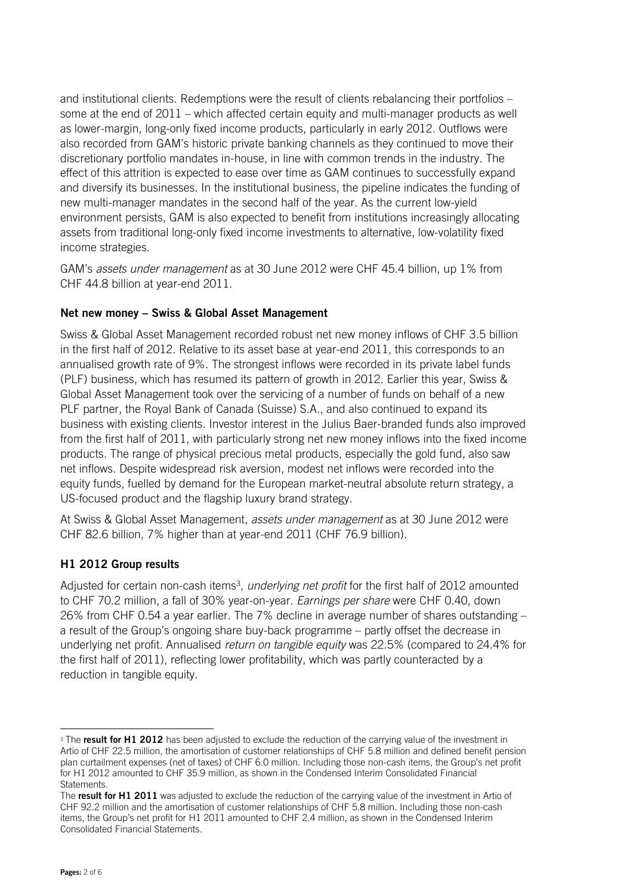and institutional clients. Redemptions were the result of clients rebalancing their portfolios – some at the end of 2011 – which affected certain equity and multi-manager products as well as lower-margin, long-only fixed income products, particularly in early 2012. Outflows were also recorded from GAM's historic private banking channels as they continued to move their discretionary portfolio mandates in-house, in line with common trends in the industry. The effect of this attrition is expected to ease over time as GAM continues to successfully expand and diversify its businesses. In the institutional business, the pipeline indicates the funding of new multi-manager mandates in the second half of the year. As the current low-yield environment persists, GAM is also expected to benefit from institutions increasingly allocating assets from traditional long-only fixed income investments to alternative, low-volatility fixed income strategies.

GAM's *assets under management* as at 30 June 2012 were CHF 45.4 billion, up 1% from CHF 44.8 billion at year-end 2011.

**Net new money – Swiss & Global Asset Management**

Swiss & Global Asset Management recorded robust net new money inflows of CHF 3.5 billion in the first half of 2012. Relative to its asset base at year-end 2011, this corresponds to an annualised growth rate of 9%. The strongest inflows were recorded in its private label funds (PLF) business, which has resumed its pattern of growth in 2012. Earlier this year, Swiss & Global Asset Management took over the servicing of a number of funds on behalf of a new PLF partner, the Royal Bank of Canada (Suisse) S.A., and also continued to expand its business with existing clients. Investor interest in the Julius Baer-branded funds also improved from the first half of 2011, with particularly strong net new money inflows into the fixed income products. The range of physical precious metal products, especially the gold fund, also saw net inflows. Despite widespread risk aversion, modest net inflows were recorded into the equity funds, fuelled by demand for the European market-neutral absolute return strategy, a US-focused product and the flagship luxury brand strategy.

At Swiss & Global Asset Management, *assets under management* as at 30 June 2012 were CHF 82.6 billion, 7% higher than at year-end 2011 (CHF 76.9 billion).

**H1 2012 Group results**

Adjusted for certain non-cash items[3], *underlying net profit* for the first half of 2012 amounted to CHF 70.2 million, a fall of 30% year-on-year. *Earnings per share* were CHF 0.40, down 26% from CHF 0.54 a year earlier. The 7% decline in average number of shares outstanding – a result of the Group's ongoing share buy-back programme – partly offset the decrease in underlying net profit. Annualised *return on tangible equity* was 22.5% (compared to 24.4% for the first half of 2011), reflecting lower profitability, which was partly counteracted by a reduction in tangible equity.

---

[3] The **result for H1 2012** has been adjusted to exclude the reduction of the carrying value of the investment in Artio of CHF 22.5 million, the amortisation of customer relationships of CHF 5.8 million and defined benefit pension plan curtailment expenses (net of taxes) of CHF 6.0 million. Including those non-cash items, the Group's net profit for H1 2012 amounted to CHF 35.9 million, as shown in the Condensed Interim Consolidated Financial Statements.

The **result for H1 2011** was adjusted to exclude the reduction of the carrying value of the investment in Artio of CHF 92.2 million and the amortisation of customer relationships of CHF 5.8 million. Including those non-cash items, the Group's net profit for H1 2011 amounted to CHF 2.4 million, as shown in the Condensed Interim Consolidated Financial Statements.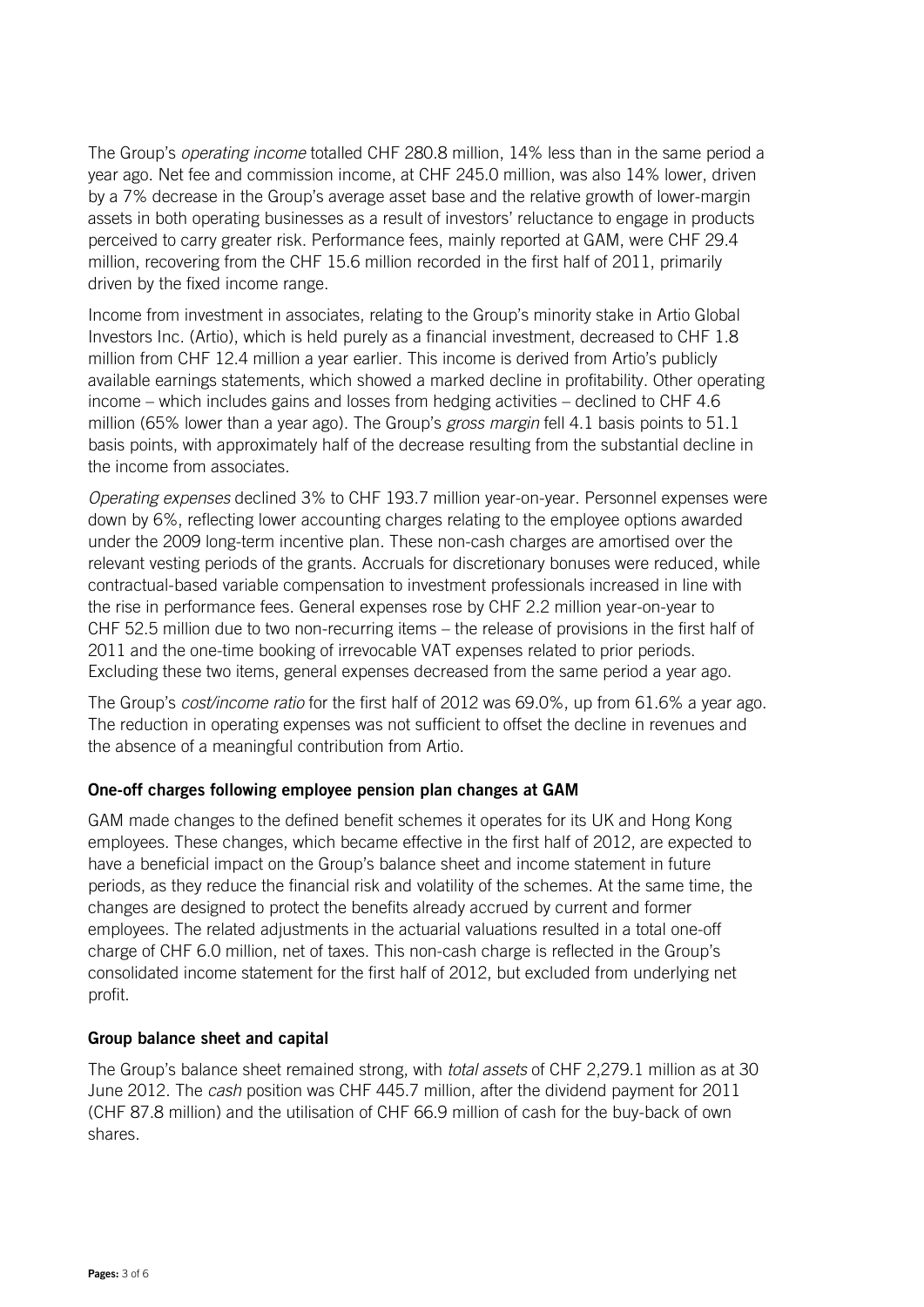The Group's *operating income* totalled CHF 280.8 million, 14% less than in the same period a year ago. Net fee and commission income, at CHF 245.0 million, was also 14% lower, driven by a 7% decrease in the Group's average asset base and the relative growth of lower-margin assets in both operating businesses as a result of investors' reluctance to engage in products perceived to carry greater risk. Performance fees, mainly reported at GAM, were CHF 29.4 million, recovering from the CHF 15.6 million recorded in the first half of 2011, primarily driven by the fixed income range.

Income from investment in associates, relating to the Group's minority stake in Artio Global Investors Inc. (Artio), which is held purely as a financial investment, decreased to CHF 1.8 million from CHF 12.4 million a year earlier. This income is derived from Artio's publicly available earnings statements, which showed a marked decline in profitability. Other operating income – which includes gains and losses from hedging activities – declined to CHF 4.6 million (65% lower than a year ago). The Group's *gross margin* fell 4.1 basis points to 51.1 basis points, with approximately half of the decrease resulting from the substantial decline in the income from associates.

*Operating expenses* declined 3% to CHF 193.7 million year-on-year. Personnel expenses were down by 6%, reflecting lower accounting charges relating to the employee options awarded under the 2009 long-term incentive plan. These non-cash charges are amortised over the relevant vesting periods of the grants. Accruals for discretionary bonuses were reduced, while contractual-based variable compensation to investment professionals increased in line with the rise in performance fees. General expenses rose by CHF 2.2 million year-on-year to CHF 52.5 million due to two non-recurring items – the release of provisions in the first half of 2011 and the one-time booking of irrevocable VAT expenses related to prior periods. Excluding these two items, general expenses decreased from the same period a year ago.

The Group's *cost/income ratio* for the first half of 2012 was 69.0%, up from 61.6% a year ago. The reduction in operating expenses was not sufficient to offset the decline in revenues and the absence of a meaningful contribution from Artio.

**One-off charges following employee pension plan changes at GAM**

GAM made changes to the defined benefit schemes it operates for its UK and Hong Kong employees. These changes, which became effective in the first half of 2012, are expected to have a beneficial impact on the Group's balance sheet and income statement in future periods, as they reduce the financial risk and volatility of the schemes. At the same time, the changes are designed to protect the benefits already accrued by current and former employees. The related adjustments in the actuarial valuations resulted in a total one-off charge of CHF 6.0 million, net of taxes. This non-cash charge is reflected in the Group's consolidated income statement for the first half of 2012, but excluded from underlying net profit.

**Group balance sheet and capital**

The Group's balance sheet remained strong, with *total assets* of CHF 2,279.1 million as at 30 June 2012. The *cash* position was CHF 445.7 million, after the dividend payment for 2011 (CHF 87.8 million) and the utilisation of CHF 66.9 million of cash for the buy-back of own shares.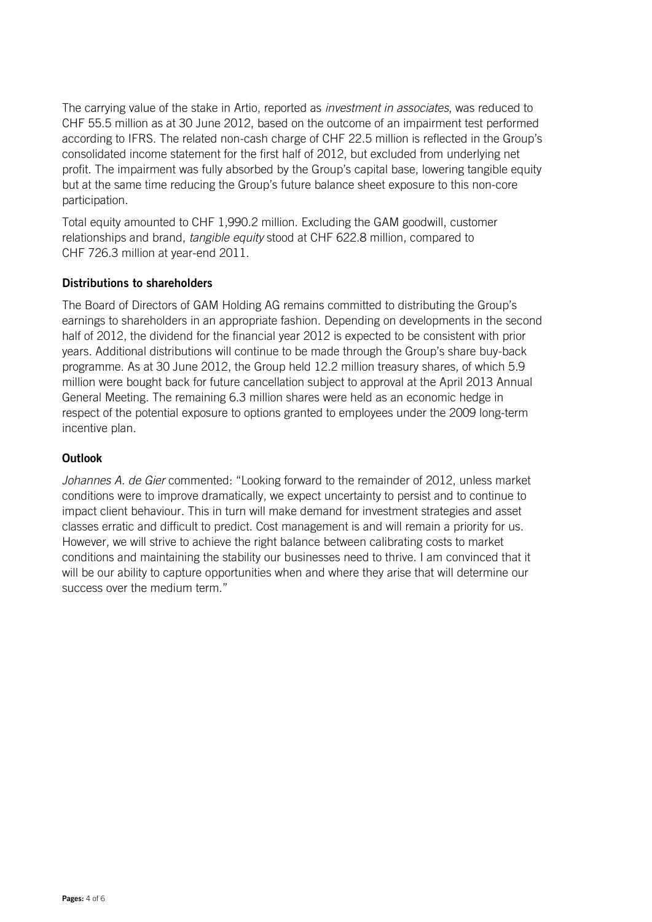The carrying value of the stake in Artio, reported as *investment in associates*, was reduced to CHF 55.5 million as at 30 June 2012, based on the outcome of an impairment test performed according to IFRS. The related non-cash charge of CHF 22.5 million is reflected in the Group's consolidated income statement for the first half of 2012, but excluded from underlying net profit. The impairment was fully absorbed by the Group's capital base, lowering tangible equity but at the same time reducing the Group's future balance sheet exposure to this non-core participation.

Total equity amounted to CHF 1,990.2 million. Excluding the GAM goodwill, customer relationships and brand, *tangible equity* stood at CHF 622.8 million, compared to CHF 726.3 million at year-end 2011.

**Distributions to shareholders**

The Board of Directors of GAM Holding AG remains committed to distributing the Group's earnings to shareholders in an appropriate fashion. Depending on developments in the second half of 2012, the dividend for the financial year 2012 is expected to be consistent with prior years. Additional distributions will continue to be made through the Group's share buy-back programme. As at 30 June 2012, the Group held 12.2 million treasury shares, of which 5.9 million were bought back for future cancellation subject to approval at the April 2013 Annual General Meeting. The remaining 6.3 million shares were held as an economic hedge in respect of the potential exposure to options granted to employees under the 2009 long-term incentive plan.

**Outlook**

*Johannes A. de Gier* commented: "Looking forward to the remainder of 2012, unless market conditions were to improve dramatically, we expect uncertainty to persist and to continue to impact client behaviour. This in turn will make demand for investment strategies and asset classes erratic and difficult to predict. Cost management is and will remain a priority for us. However, we will strive to achieve the right balance between calibrating costs to market conditions and maintaining the stability our businesses need to thrive. I am convinced that it will be our ability to capture opportunities when and where they arise that will determine our success over the medium term."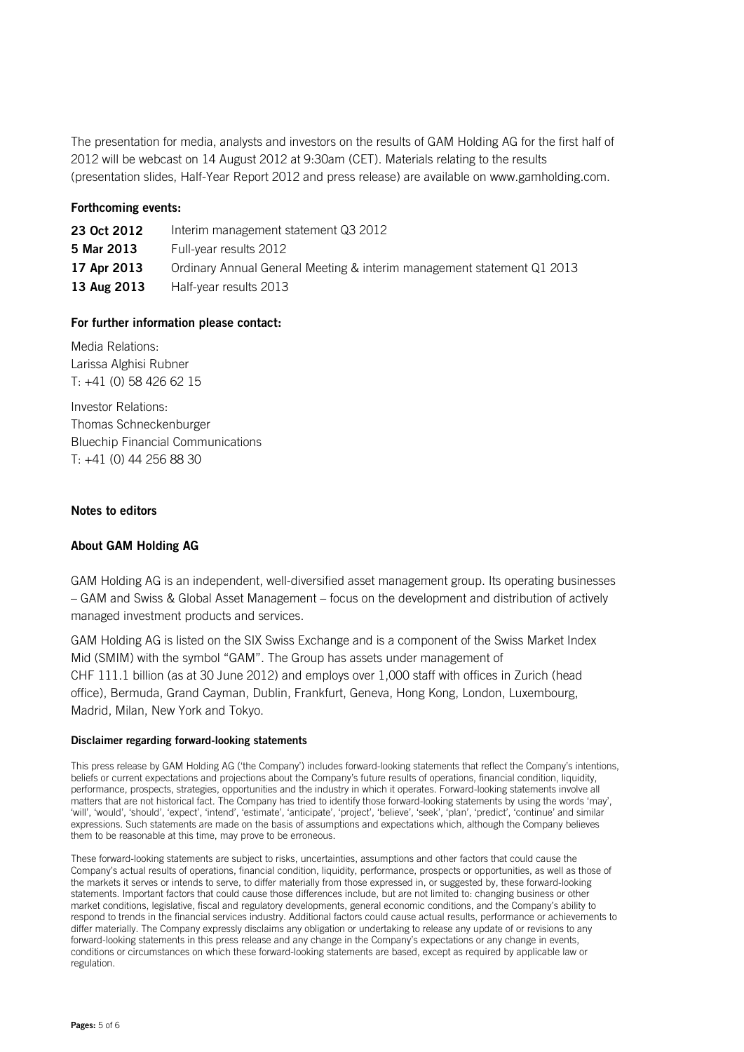The presentation for media, analysts and investors on the results of GAM Holding AG for the first half of 2012 will be webcast on 14 August 2012 at 9:30am (CET). Materials relating to the results (presentation slides, Half-Year Report 2012 and press release) are available on www.gamholding.com.

**Forthcoming events:**

| | |
|---|---|
| **23 Oct 2012** | Interim management statement Q3 2012 |
| **5 Mar 2013** | Full-year results 2012 |
| **17 Apr 2013** | Ordinary Annual General Meeting & interim management statement Q1 2013 |
| **13 Aug 2013** | Half-year results 2013 |

**For further information please contact:**

Media Relations:
Larissa Alghisi Rubner
T: +41 (0) 58 426 62 15

Investor Relations:
Thomas Schneckenburger
Bluechip Financial Communications
T: +41 (0) 44 256 88 30

**Notes to editors**

**About GAM Holding AG**

GAM Holding AG is an independent, well-diversified asset management group. Its operating businesses – GAM and Swiss & Global Asset Management – focus on the development and distribution of actively managed investment products and services.

GAM Holding AG is listed on the SIX Swiss Exchange and is a component of the Swiss Market Index Mid (SMIM) with the symbol "GAM". The Group has assets under management of CHF 111.1 billion (as at 30 June 2012) and employs over 1,000 staff with offices in Zurich (head office), Bermuda, Grand Cayman, Dublin, Frankfurt, Geneva, Hong Kong, London, Luxembourg, Madrid, Milan, New York and Tokyo.

**Disclaimer regarding forward-looking statements**

This press release by GAM Holding AG ('the Company') includes forward-looking statements that reflect the Company's intentions, beliefs or current expectations and projections about the Company's future results of operations, financial condition, liquidity, performance, prospects, strategies, opportunities and the industry in which it operates. Forward-looking statements involve all matters that are not historical fact. The Company has tried to identify those forward-looking statements by using the words 'may', 'will', 'would', 'should', 'expect', 'intend', 'estimate', 'anticipate', 'project', 'believe', 'seek', 'plan', 'predict', 'continue' and similar expressions. Such statements are made on the basis of assumptions and expectations which, although the Company believes them to be reasonable at this time, may prove to be erroneous.

These forward-looking statements are subject to risks, uncertainties, assumptions and other factors that could cause the Company's actual results of operations, financial condition, liquidity, performance, prospects or opportunities, as well as those of the markets it serves or intends to serve, to differ materially from those expressed in, or suggested by, these forward-looking statements. Important factors that could cause those differences include, but are not limited to: changing business or other market conditions, legislative, fiscal and regulatory developments, general economic conditions, and the Company's ability to respond to trends in the financial services industry. Additional factors could cause actual results, performance or achievements to differ materially. The Company expressly disclaims any obligation or undertaking to release any update of or revisions to any forward-looking statements in this press release and any change in the Company's expectations or any change in events, conditions or circumstances on which these forward-looking statements are based, except as required by applicable law or regulation.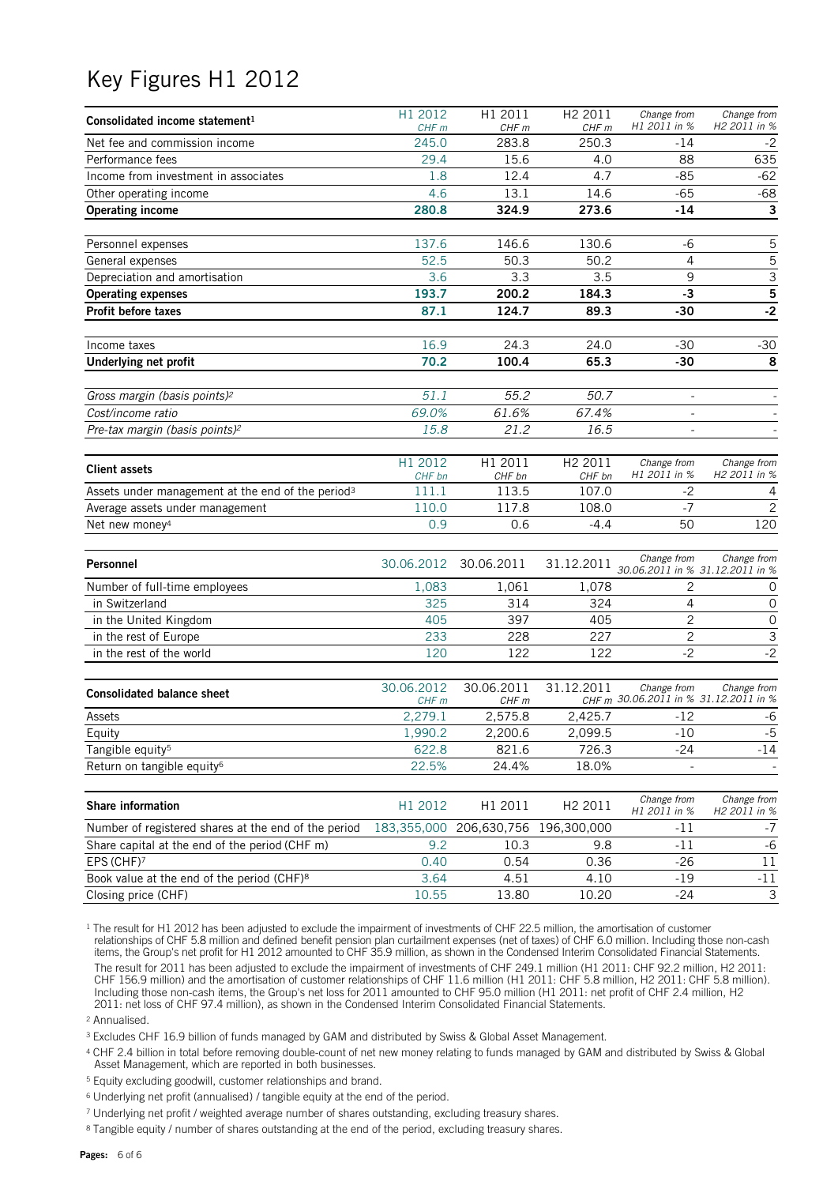# Key Figures H1 2012

| Consolidated income statement[1] | H1 2012 CHF m | H1 2011 CHF m | H2 2011 CHF m | Change from H1 2011 in % | Change from H2 2011 in % |
|---|---|---|---|---|---|
| Net fee and commission income | 245.0 | 283.8 | 250.3 | -14 | -2 |
| Performance fees | 29.4 | 15.6 | 4.0 | 88 | 635 |
| Income from investment in associates | 1.8 | 12.4 | 4.7 | -85 | -62 |
| Other operating income | 4.6 | 13.1 | 14.6 | -65 | -68 |
| **Operating income** | **280.8** | **324.9** | **273.6** | **-14** | **3** |
| | | | | | |
| Personnel expenses | 137.6 | 146.6 | 130.6 | -6 | 5 |
| General expenses | 52.5 | 50.3 | 50.2 | 4 | 5 |
| Depreciation and amortisation | 3.6 | 3.3 | 3.5 | 9 | 3 |
| **Operating expenses** | **193.7** | **200.2** | **184.3** | **-3** | **5** |
| **Profit before taxes** | **87.1** | **124.7** | **89.3** | **-30** | **-2** |
| | | | | | |
| Income taxes | 16.9 | 24.3 | 24.0 | -30 | -30 |
| **Underlying net profit** | **70.2** | **100.4** | **65.3** | **-30** | **8** |
| | | | | | |
| *Gross margin (basis points)[2]* | *51.1* | *55.2* | *50.7* | - | - |
| *Cost/income ratio* | *69.0%* | *61.6%* | *67.4%* | - | - |
| *Pre-tax margin (basis points)[2]* | *15.8* | *21.2* | *16.5* | - | - |

| Client assets | H1 2012 CHF bn | H1 2011 CHF bn | H2 2011 CHF bn | Change from H1 2011 in % | Change from H2 2011 in % |
|---|---|---|---|---|---|
| Assets under management at the end of the period[3] | 111.1 | 113.5 | 107.0 | -2 | 4 |
| Average assets under management | 110.0 | 117.8 | 108.0 | -7 | 2 |
| Net new money[4] | 0.9 | 0.6 | -4.4 | 50 | 120 |

| Personnel | 30.06.2012 | 30.06.2011 | 31.12.2011 | Change from 30.06.2011 in % | Change from 31.12.2011 in % |
|---|---|---|---|---|---|
| Number of full-time employees | 1,083 | 1,061 | 1,078 | 2 | 0 |
| in Switzerland | 325 | 314 | 324 | 4 | 0 |
| in the United Kingdom | 405 | 397 | 405 | 2 | 0 |
| in the rest of Europe | 233 | 228 | 227 | 2 | 3 |
| in the rest of the world | 120 | 122 | 122 | -2 | -2 |

| Consolidated balance sheet | 30.06.2012 CHF m | 30.06.2011 CHF m | 31.12.2011 CHF m | Change from 30.06.2011 in % | Change from 31.12.2011 in % |
|---|---|---|---|---|---|
| Assets | 2,279.1 | 2,575.8 | 2,425.7 | -12 | -6 |
| Equity | 1,990.2 | 2,200.6 | 2,099.5 | -10 | -5 |
| Tangible equity[5] | 622.8 | 821.6 | 726.3 | -24 | -14 |
| Return on tangible equity[6] | 22.5% | 24.4% | 18.0% | - | - |

| Share information | H1 2012 | H1 2011 | H2 2011 | Change from H1 2011 in % | Change from H2 2011 in % |
|---|---|---|---|---|---|
| Number of registered shares at the end of the period | 183,355,000 | 206,630,756 | 196,300,000 | -11 | -7 |
| Share capital at the end of the period (CHF m) | 9.2 | 10.3 | 9.8 | -11 | -6 |
| EPS (CHF)[7] | 0.40 | 0.54 | 0.36 | -26 | 11 |
| Book value at the end of the period (CHF)[8] | 3.64 | 4.51 | 4.10 | -19 | -11 |
| Closing price (CHF) | 10.55 | 13.80 | 10.20 | -24 | 3 |

[1] The result for H1 2012 has been adjusted to exclude the impairment of investments of CHF 22.5 million, the amortisation of customer relationships of CHF 5.8 million and defined benefit pension plan curtailment expenses (net of taxes) of CHF 6.0 million. Including those non-cash items, the Group's net profit for H1 2012 amounted to CHF 35.9 million, as shown in the Condensed Interim Consolidated Financial Statements.
The result for 2011 has been adjusted to exclude the impairment of investments of CHF 249.1 million (H1 2011: CHF 92.2 million, H2 2011: CHF 156.9 million) and the amortisation of customer relationships of CHF 11.6 million (H1 2011: CHF 5.8 million, H2 2011: CHF 5.8 million). Including those non-cash items, the Group's net loss for 2011 amounted to CHF 95.0 million (H1 2011: net profit of CHF 2.4 million, H2 2011: net loss of CHF 97.4 million), as shown in the Condensed Interim Consolidated Financial Statements.

[2] Annualised.

[3] Excludes CHF 16.9 billion of funds managed by GAM and distributed by Swiss & Global Asset Management.

[4] CHF 2.4 billion in total before removing double-count of net new money relating to funds managed by GAM and distributed by Swiss & Global Asset Management, which are reported in both businesses.

[5] Equity excluding goodwill, customer relationships and brand.

[6] Underlying net profit (annualised) / tangible equity at the end of the period.

[7] Underlying net profit / weighted average number of shares outstanding, excluding treasury shares.

[8] Tangible equity / number of shares outstanding at the end of the period, excluding treasury shares.